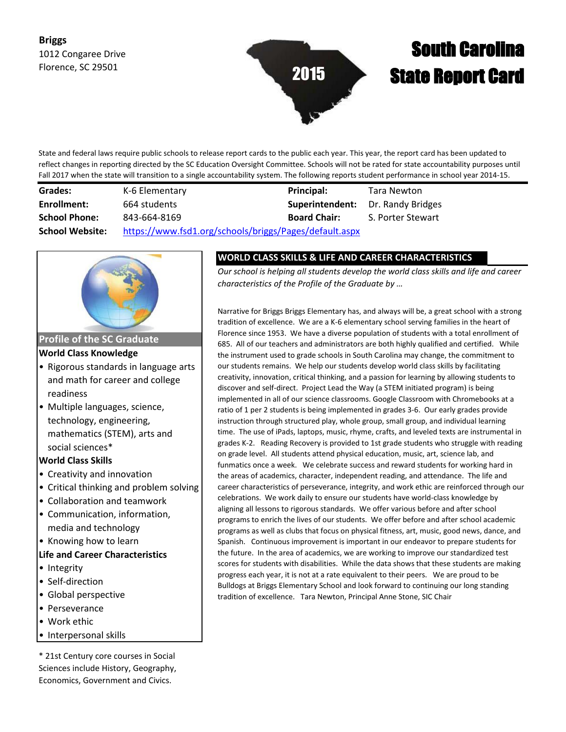**Briggs**
1012 Congaree Drive
Florence, SC 29501

# 2015 South Carolina State Report Card

State and federal laws require public schools to release report cards to the public each year. This year, the report card has been updated to reflect changes in reporting directed by the SC Education Oversight Committee. Schools will not be rated for state accountability purposes until Fall 2017 when the state will transition to a single accountability system. The following reports student performance in school year 2014-15.

| | | | |
|---|---|---|---|
| **Grades:** | K-6 Elementary | **Principal:** | Tara Newton |
| **Enrollment:** | 664 students | **Superintendent:** | Dr. Randy Bridges |
| **School Phone:** | 843-664-8169 | **Board Chair:** | S. Porter Stewart |
| **School Website:** | https://www.fsd1.org/schools/briggs/Pages/default.aspx | | |

## Profile of the SC Graduate

**World Class Knowledge**

- Rigorous standards in language arts and math for career and college readiness
- Multiple languages, science, technology, engineering, mathematics (STEM), arts and social sciences*

**World Class Skills**

- Creativity and innovation
- Critical thinking and problem solving
- Collaboration and teamwork
- Communication, information, media and technology
- Knowing how to learn

**Life and Career Characteristics**

- Integrity
- Self-direction
- Global perspective
- Perseverance
- Work ethic
- Interpersonal skills

\* 21st Century core courses in Social Sciences include History, Geography, Economics, Government and Civics.

## WORLD CLASS SKILLS & LIFE AND CAREER CHARACTERISTICS

*Our school is helping all students develop the world class skills and life and career characteristics of the Profile of the Graduate by …*

Narrative for Briggs Briggs Elementary has, and always will be, a great school with a strong tradition of excellence. We are a K-6 elementary school serving families in the heart of Florence since 1953. We have a diverse population of students with a total enrollment of 685. All of our teachers and administrators are both highly qualified and certified. While the instrument used to grade schools in South Carolina may change, the commitment to our students remains. We help our students develop world class skills by facilitating creativity, innovation, critical thinking, and a passion for learning by allowing students to discover and self-direct. Project Lead the Way (a STEM initiated program) is being implemented in all of our science classrooms. Google Classroom with Chromebooks at a ratio of 1 per 2 students is being implemented in grades 3-6. Our early grades provide instruction through structured play, whole group, small group, and individual learning time. The use of iPads, laptops, music, rhyme, crafts, and leveled texts are instrumental in grades K-2. Reading Recovery is provided to 1st grade students who struggle with reading on grade level. All students attend physical education, music, art, science lab, and funmatics once a week. We celebrate success and reward students for working hard in the areas of academics, character, independent reading, and attendance. The life and career characteristics of perseverance, integrity, and work ethic are reinforced through our celebrations. We work daily to ensure our students have world-class knowledge by aligning all lessons to rigorous standards. We offer various before and after school programs to enrich the lives of our students. We offer before and after school academic programs as well as clubs that focus on physical fitness, art, music, good news, dance, and Spanish. Continuous improvement is important in our endeavor to prepare students for the future. In the area of academics, we are working to improve our standardized test scores for students with disabilities. While the data shows that these students are making progress each year, it is not at a rate equivalent to their peers. We are proud to be Bulldogs at Briggs Elementary School and look forward to continuing our long standing tradition of excellence. Tara Newton, Principal Anne Stone, SIC Chair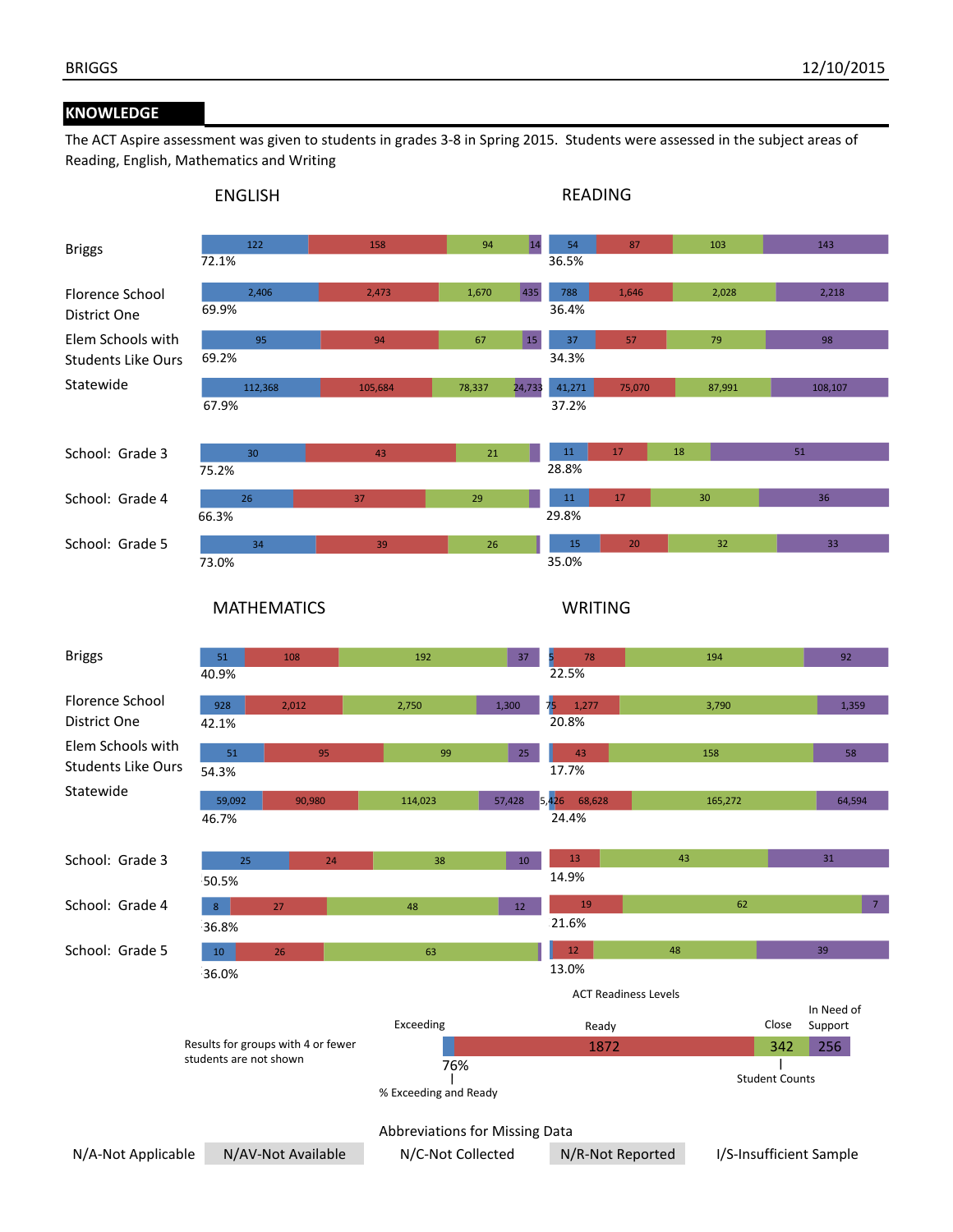## KNOWLEDGE

The ACT Aspire assessment was given to students in grades 3-8 in Spring 2015. Students were assessed in the subject areas of Reading, English, Mathematics and Writing

### ENGLISH

| Group | Exceeding | Ready | Close | In Need of Support | % Exceeding and Ready |
|---|---|---|---|---|---|
| Briggs | 122 | 158 | 94 | 14 | 72.1% |
| Florence School District One | 2,406 | 2,473 | 1,670 | 435 | 69.9% |
| Elem Schools with Students Like Ours | 95 | 94 | 67 | 15 | 69.2% |
| Statewide | 112,368 | 105,684 | 78,337 | 24,733 | 67.9% |
| School: Grade 3 | 30 | 43 | 21 | | 75.2% |
| School: Grade 4 | 26 | 37 | 29 | | 66.3% |
| School: Grade 5 | 34 | 39 | 26 | | 73.0% |

### READING

| Group | Exceeding | Ready | Close | In Need of Support | % Exceeding and Ready |
|---|---|---|---|---|---|
| Briggs | 54 | 87 | 103 | 143 | 36.5% |
| Florence School District One | 788 | 1,646 | 2,028 | 2,218 | 36.4% |
| Elem Schools with Students Like Ours | 37 | 57 | 79 | 98 | 34.3% |
| Statewide | 41,271 | 75,070 | 87,991 | 108,107 | 37.2% |
| School: Grade 3 | 11 | 17 | 18 | 51 | 28.8% |
| School: Grade 4 | 11 | 17 | 30 | 36 | 29.8% |
| School: Grade 5 | 15 | 20 | 32 | 33 | 35.0% |

### MATHEMATICS

| Group | Exceeding | Ready | Close | In Need of Support | % Exceeding and Ready |
|---|---|---|---|---|---|
| Briggs | 51 | 108 | 192 | 37 | 40.9% |
| Florence School District One | 928 | 2,012 | 2,750 | 1,300 | 42.1% |
| Elem Schools with Students Like Ours | 51 | 95 | 99 | 25 | 54.3% |
| Statewide | 59,092 | 90,980 | 114,023 | 57,428 | 46.7% |
| School: Grade 3 | 25 | 24 | 38 | 10 | 50.5% |
| School: Grade 4 | 8 | 27 | 48 | 12 | 36.8% |
| School: Grade 5 | 10 | 26 | 63 | | 36.0% |

### WRITING

| Group | Exceeding | Ready | Close | In Need of Support | % Exceeding and Ready |
|---|---|---|---|---|---|
| Briggs | 5 | 78 | 194 | 92 | 22.5% |
| Florence School District One | 75 | 1,277 | 3,790 | 1,359 | 20.8% |
| Elem Schools with Students Like Ours | | 43 | 158 | 58 | 17.7% |
| Statewide | 5,426 | 68,628 | 165,272 | 64,594 | 24.4% |
| School: Grade 3 | | 13 | 43 | 31 | 14.9% |
| School: Grade 4 | | 19 | 62 | 7 | 21.6% |
| School: Grade 5 | | 12 | 48 | 39 | 13.0% |

**ACT Readiness Levels**

| | Exceeding | Ready | Close | In Need of Support |
|---|---|---|---|---|
| Student Counts | | 1872 | 342 | 256 |
| % Exceeding and Ready | 76% | | | |

Results for groups with 4 or fewer students are not shown

**Abbreviations for Missing Data**

N/A-Not Applicable | N/AV-Not Available | N/C-Not Collected | N/R-Not Reported | I/S-Insufficient Sample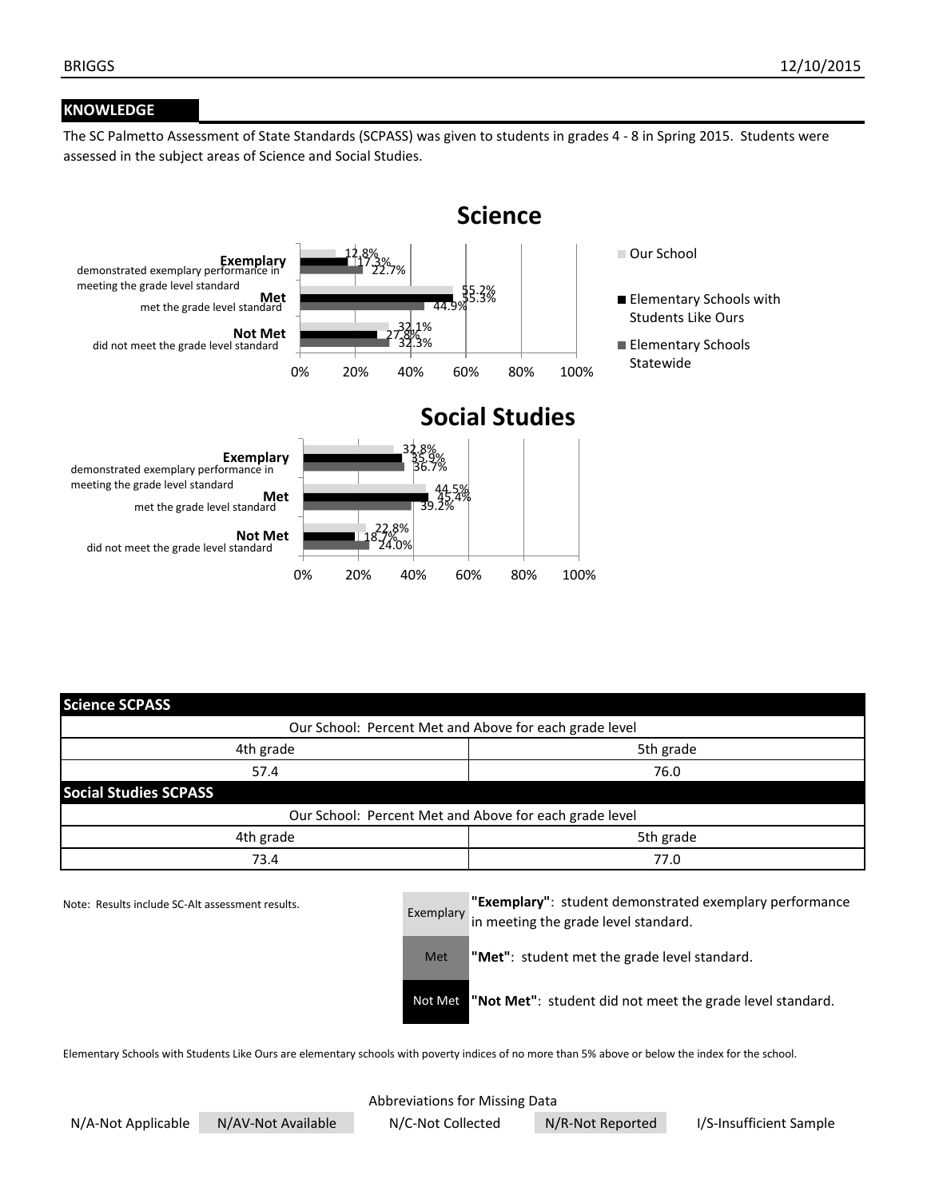## KNOWLEDGE

The SC Palmetto Assessment of State Standards (SCPASS) was given to students in grades 4 - 8 in Spring 2015. Students were assessed in the subject areas of Science and Social Studies.

### Science

| | Our School | Elementary Schools with Students Like Ours | Elementary Schools Statewide |
|---|---|---|---|
| **Exemplary** demonstrated exemplary performance in meeting the grade level standard | 12.8% | 17.3% | 22.7% |
| **Met** met the grade level standard | 55.2% | 55.3% | 44.9% |
| **Not Met** did not meet the grade level standard | 32.1% | 27.8% | 32.3% |

### Social Studies

| | Our School | Elementary Schools with Students Like Ours | Elementary Schools Statewide |
|---|---|---|---|
| **Exemplary** demonstrated exemplary performance in meeting the grade level standard | 32.8% | 35.9% | 36.7% |
| **Met** met the grade level standard | 44.5% | 45.4% | 39.2% |
| **Not Met** did not meet the grade level standard | 22.8% | 18.7% | 24.0% |

| Science SCPASS | |
|---|---|
| Our School: Percent Met and Above for each grade level | |
| 4th grade | 5th grade |
| 57.4 | 76.0 |

| Social Studies SCPASS | |
|---|---|
| Our School: Percent Met and Above for each grade level | |
| 4th grade | 5th grade |
| 73.4 | 77.0 |

Note: Results include SC-Alt assessment results.

| | |
|---|---|
| Exemplary | **"Exemplary"**: student demonstrated exemplary performance in meeting the grade level standard. |
| Met | **"Met"**: student met the grade level standard. |
| Not Met | **"Not Met"**: student did not meet the grade level standard. |

Elementary Schools with Students Like Ours are elementary schools with poverty indices of no more than 5% above or below the index for the school.

Abbreviations for Missing Data

N/A-Not Applicable | N/AV-Not Available | N/C-Not Collected | N/R-Not Reported | I/S-Insufficient Sample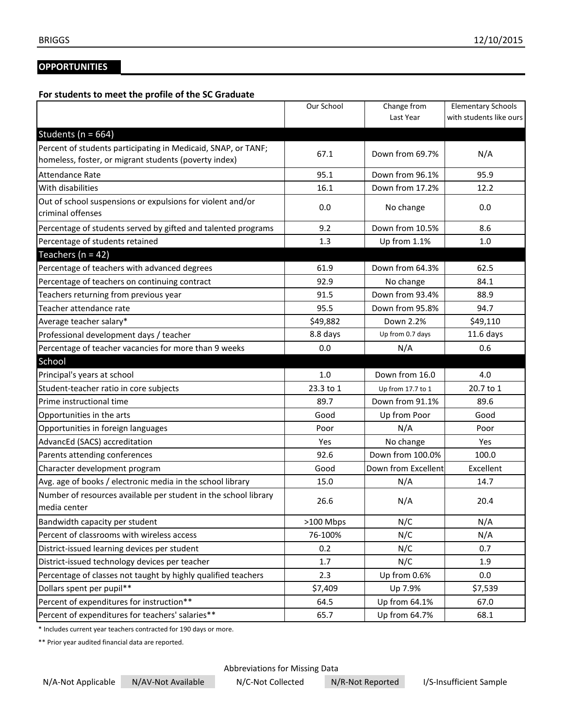## OPPORTUNITIES

### For students to meet the profile of the SC Graduate

| | Our School | Change from Last Year | Elementary Schools with students like ours |
|---|---|---|---|
| **Students (n = 664)** | | | |
| Percent of students participating in Medicaid, SNAP, or TANF; homeless, foster, or migrant students (poverty index) | 67.1 | Down from 69.7% | N/A |
| Attendance Rate | 95.1 | Down from 96.1% | 95.9 |
| With disabilities | 16.1 | Down from 17.2% | 12.2 |
| Out of school suspensions or expulsions for violent and/or criminal offenses | 0.0 | No change | 0.0 |
| Percentage of students served by gifted and talented programs | 9.2 | Down from 10.5% | 8.6 |
| Percentage of students retained | 1.3 | Up from 1.1% | 1.0 |
| **Teachers (n = 42)** | | | |
| Percentage of teachers with advanced degrees | 61.9 | Down from 64.3% | 62.5 |
| Percentage of teachers on continuing contract | 92.9 | No change | 84.1 |
| Teachers returning from previous year | 91.5 | Down from 93.4% | 88.9 |
| Teacher attendance rate | 95.5 | Down from 95.8% | 94.7 |
| Average teacher salary* | $49,882 | Down 2.2% | $49,110 |
| Professional development days / teacher | 8.8 days | Up from 0.7 days | 11.6 days |
| Percentage of teacher vacancies for more than 9 weeks | 0.0 | N/A | 0.6 |
| **School** | | | |
| Principal's years at school | 1.0 | Down from 16.0 | 4.0 |
| Student-teacher ratio in core subjects | 23.3 to 1 | Up from 17.7 to 1 | 20.7 to 1 |
| Prime instructional time | 89.7 | Down from 91.1% | 89.6 |
| Opportunities in the arts | Good | Up from Poor | Good |
| Opportunities in foreign languages | Poor | N/A | Poor |
| AdvancEd (SACS) accreditation | Yes | No change | Yes |
| Parents attending conferences | 92.6 | Down from 100.0% | 100.0 |
| Character development program | Good | Down from Excellent | Excellent |
| Avg. age of books / electronic media in the school library | 15.0 | N/A | 14.7 |
| Number of resources available per student in the school library media center | 26.6 | N/A | 20.4 |
| Bandwidth capacity per student | >100 Mbps | N/C | N/A |
| Percent of classrooms with wireless access | 76-100% | N/C | N/A |
| District-issued learning devices per student | 0.2 | N/C | 0.7 |
| District-issued technology devices per teacher | 1.7 | N/C | 1.9 |
| Percentage of classes not taught by highly qualified teachers | 2.3 | Up from 0.6% | 0.0 |
| Dollars spent per pupil** | $7,409 | Up 7.9% | $7,539 |
| Percent of expenditures for instruction** | 64.5 | Up from 64.1% | 67.0 |
| Percent of expenditures for teachers' salaries** | 65.7 | Up from 64.7% | 68.1 |

* Includes current year teachers contracted for 190 days or more.

** Prior year audited financial data are reported.

Abbreviations for Missing Data

N/A-Not Applicable | N/AV-Not Available | N/C-Not Collected | N/R-Not Reported | I/S-Insufficient Sample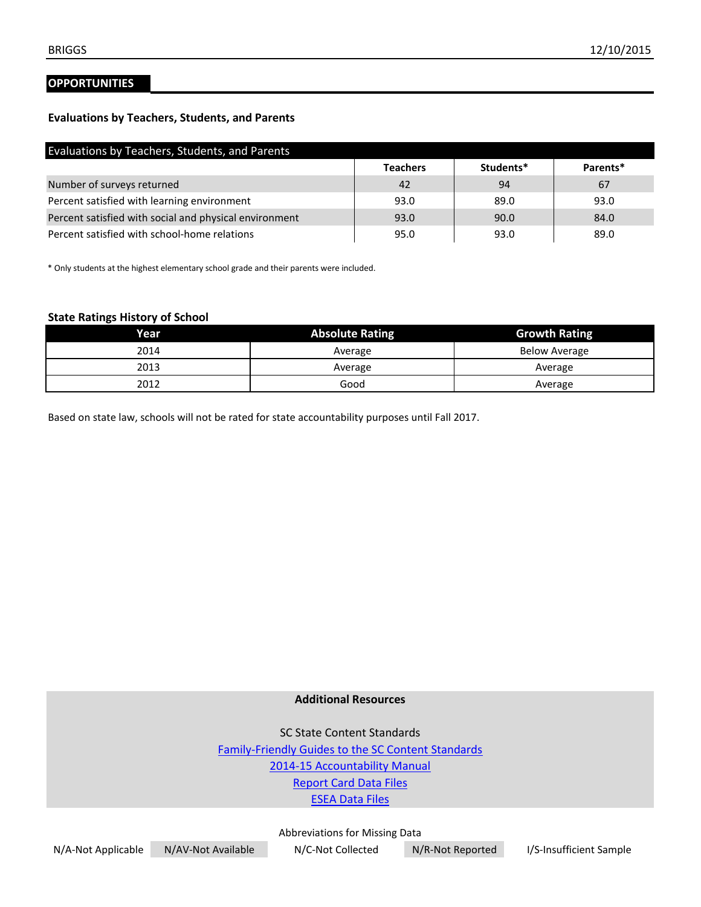## OPPORTUNITIES

### Evaluations by Teachers, Students, and Parents

| Evaluations by Teachers, Students, and Parents | Teachers | Students* | Parents* |
|---|---|---|---|
| Number of surveys returned | 42 | 94 | 67 |
| Percent satisfied with learning environment | 93.0 | 89.0 | 93.0 |
| Percent satisfied with social and physical environment | 93.0 | 90.0 | 84.0 |
| Percent satisfied with school-home relations | 95.0 | 93.0 | 89.0 |

* Only students at the highest elementary school grade and their parents were included.

### State Ratings History of School

| Year | Absolute Rating | Growth Rating |
|---|---|---|
| 2014 | Average | Below Average |
| 2013 | Average | Average |
| 2012 | Good | Average |

Based on state law, schools will not be rated for state accountability purposes until Fall 2017.

**Additional Resources**

SC State Content Standards

Family-Friendly Guides to the SC Content Standards

2014-15 Accountability Manual

Report Card Data Files

ESEA Data Files

Abbreviations for Missing Data

N/A-Not Applicable | N/AV-Not Available | N/C-Not Collected | N/R-Not Reported | I/S-Insufficient Sample